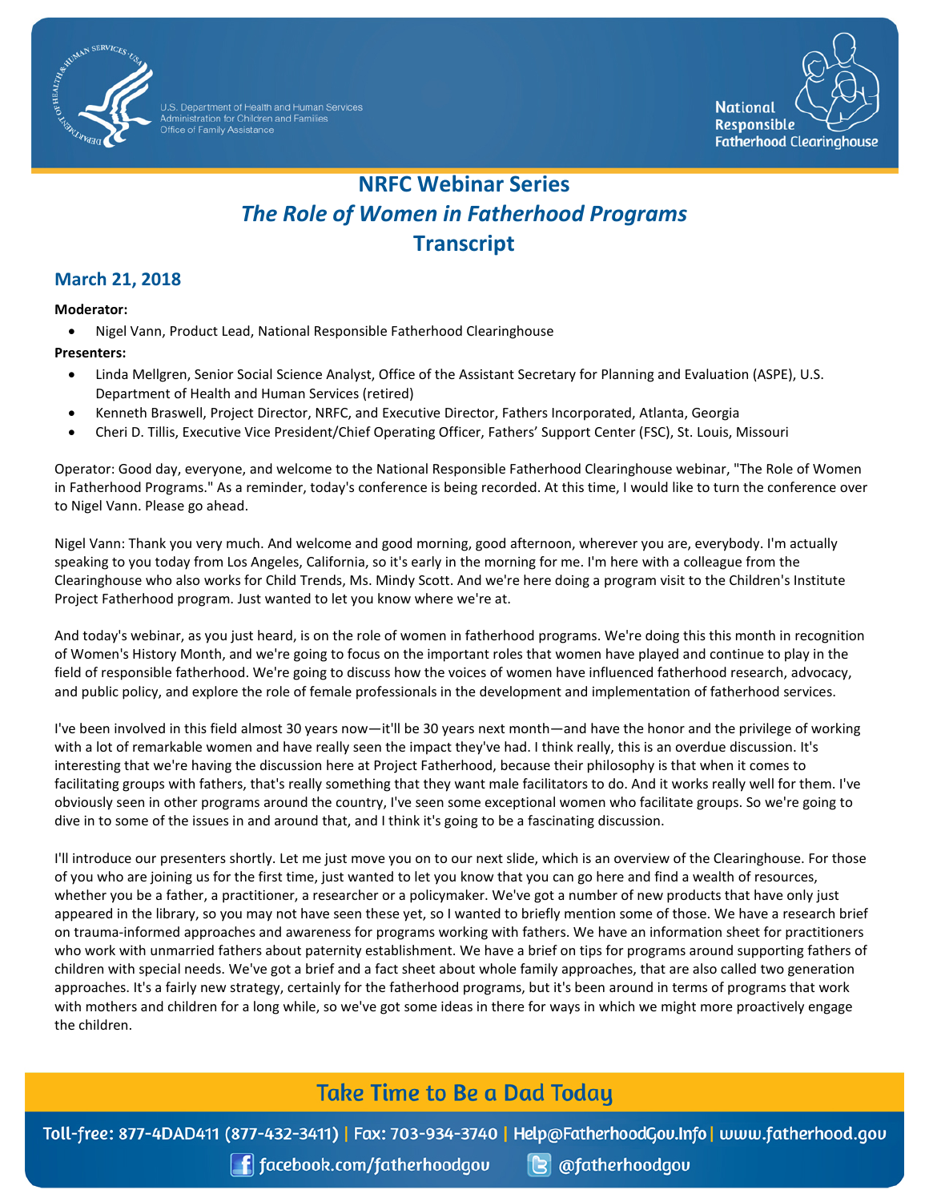# NRFC Webinar Series

## *The Role of Women in Fatherhood Programs*

## Transcript

### March 21, 2018

**Moderator:**

- Nigel Vann, Product Lead, National Responsible Fatherhood Clearinghouse

**Presenters:**

- Linda Mellgren, Senior Social Science Analyst, Office of the Assistant Secretary for Planning and Evaluation (ASPE), U.S. Department of Health and Human Services (retired)
- Kenneth Braswell, Project Director, NRFC, and Executive Director, Fathers Incorporated, Atlanta, Georgia
- Cheri D. Tillis, Executive Vice President/Chief Operating Officer, Fathers' Support Center (FSC), St. Louis, Missouri

Operator: Good day, everyone, and welcome to the National Responsible Fatherhood Clearinghouse webinar, "The Role of Women in Fatherhood Programs." As a reminder, today's conference is being recorded. At this time, I would like to turn the conference over to Nigel Vann. Please go ahead.

Nigel Vann: Thank you very much. And welcome and good morning, good afternoon, wherever you are, everybody. I'm actually speaking to you today from Los Angeles, California, so it's early in the morning for me. I'm here with a colleague from the Clearinghouse who also works for Child Trends, Ms. Mindy Scott. And we're here doing a program visit to the Children's Institute Project Fatherhood program. Just wanted to let you know where we're at.

And today's webinar, as you just heard, is on the role of women in fatherhood programs. We're doing this this month in recognition of Women's History Month, and we're going to focus on the important roles that women have played and continue to play in the field of responsible fatherhood. We're going to discuss how the voices of women have influenced fatherhood research, advocacy, and public policy, and explore the role of female professionals in the development and implementation of fatherhood services.

I've been involved in this field almost 30 years now—it'll be 30 years next month—and have the honor and the privilege of working with a lot of remarkable women and have really seen the impact they've had. I think really, this is an overdue discussion. It's interesting that we're having the discussion here at Project Fatherhood, because their philosophy is that when it comes to facilitating groups with fathers, that's really something that they want male facilitators to do. And it works really well for them. I've obviously seen in other programs around the country, I've seen some exceptional women who facilitate groups. So we're going to dive in to some of the issues in and around that, and I think it's going to be a fascinating discussion.

I'll introduce our presenters shortly. Let me just move you on to our next slide, which is an overview of the Clearinghouse. For those of you who are joining us for the first time, just wanted to let you know that you can go here and find a wealth of resources, whether you be a father, a practitioner, a researcher or a policymaker. We've got a number of new products that have only just appeared in the library, so you may not have seen these yet, so I wanted to briefly mention some of those. We have a research brief on trauma-informed approaches and awareness for programs working with fathers. We have an information sheet for practitioners who work with unmarried fathers about paternity establishment. We have a brief on tips for programs around supporting fathers of children with special needs. We've got a brief and a fact sheet about whole family approaches, that are also called two generation approaches. It's a fairly new strategy, certainly for the fatherhood programs, but it's been around in terms of programs that work with mothers and children for a long while, so we've got some ideas in there for ways in which we might more proactively engage the children.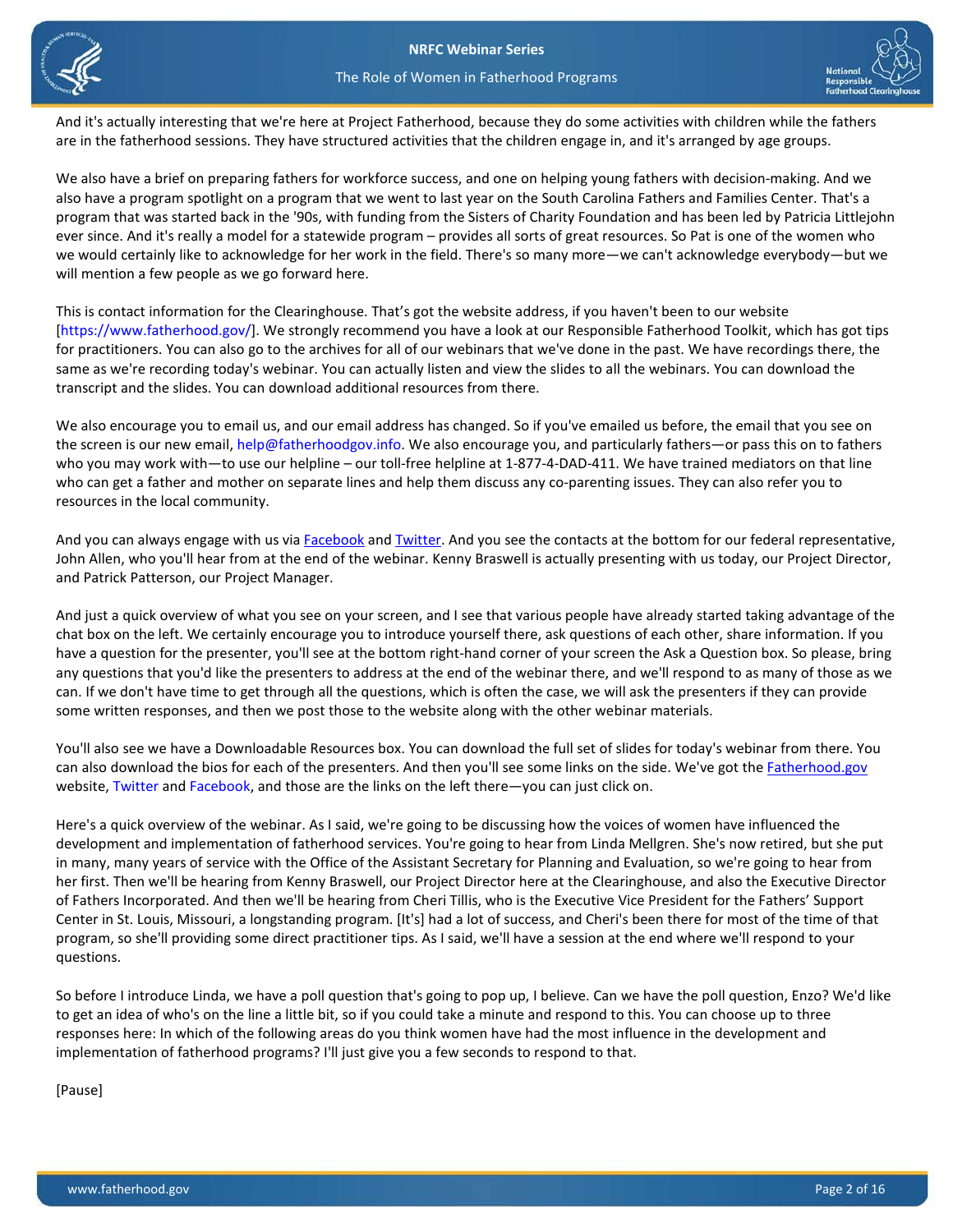And it's actually interesting that we're here at Project Fatherhood, because they do some activities with children while the fathers are in the fatherhood sessions. They have structured activities that the children engage in, and it's arranged by age groups.

We also have a brief on preparing fathers for workforce success, and one on helping young fathers with decision-making. And we also have a program spotlight on a program that we went to last year on the South Carolina Fathers and Families Center. That's a program that was started back in the '90s, with funding from the Sisters of Charity Foundation and has been led by Patricia Littlejohn ever since. And it's really a model for a statewide program – provides all sorts of great resources. So Pat is one of the women who we would certainly like to acknowledge for her work in the field. There's so many more—we can't acknowledge everybody—but we will mention a few people as we go forward here.

This is contact information for the Clearinghouse. That's got the website address, if you haven't been to our website [https://www.fatherhood.gov/]. We strongly recommend you have a look at our Responsible Fatherhood Toolkit, which has got tips for practitioners. You can also go to the archives for all of our webinars that we've done in the past. We have recordings there, the same as we're recording today's webinar. You can actually listen and view the slides to all the webinars. You can download the transcript and the slides. You can download additional resources from there.

We also encourage you to email us, and our email address has changed. So if you've emailed us before, the email that you see on the screen is our new email, help@fatherhoodgov.info. We also encourage you, and particularly fathers—or pass this on to fathers who you may work with—to use our helpline – our toll-free helpline at 1-877-4-DAD-411. We have trained mediators on that line who can get a father and mother on separate lines and help them discuss any co-parenting issues. They can also refer you to resources in the local community.

And you can always engage with us via Facebook and Twitter. And you see the contacts at the bottom for our federal representative, John Allen, who you'll hear from at the end of the webinar. Kenny Braswell is actually presenting with us today, our Project Director, and Patrick Patterson, our Project Manager.

And just a quick overview of what you see on your screen, and I see that various people have already started taking advantage of the chat box on the left. We certainly encourage you to introduce yourself there, ask questions of each other, share information. If you have a question for the presenter, you'll see at the bottom right-hand corner of your screen the Ask a Question box. So please, bring any questions that you'd like the presenters to address at the end of the webinar there, and we'll respond to as many of those as we can. If we don't have time to get through all the questions, which is often the case, we will ask the presenters if they can provide some written responses, and then we post those to the website along with the other webinar materials.

You'll also see we have a Downloadable Resources box. You can download the full set of slides for today's webinar from there. You can also download the bios for each of the presenters. And then you'll see some links on the side. We've got the Fatherhood.gov website, Twitter and Facebook, and those are the links on the left there—you can just click on.

Here's a quick overview of the webinar. As I said, we're going to be discussing how the voices of women have influenced the development and implementation of fatherhood services. You're going to hear from Linda Mellgren. She's now retired, but she put in many, many years of service with the Office of the Assistant Secretary for Planning and Evaluation, so we're going to hear from her first. Then we'll be hearing from Kenny Braswell, our Project Director here at the Clearinghouse, and also the Executive Director of Fathers Incorporated. And then we'll be hearing from Cheri Tillis, who is the Executive Vice President for the Fathers' Support Center in St. Louis, Missouri, a longstanding program. [It's] had a lot of success, and Cheri's been there for most of the time of that program, so she'll providing some direct practitioner tips. As I said, we'll have a session at the end where we'll respond to your questions.

So before I introduce Linda, we have a poll question that's going to pop up, I believe. Can we have the poll question, Enzo? We'd like to get an idea of who's on the line a little bit, so if you could take a minute and respond to this. You can choose up to three responses here: In which of the following areas do you think women have had the most influence in the development and implementation of fatherhood programs? I'll just give you a few seconds to respond to that.

[Pause]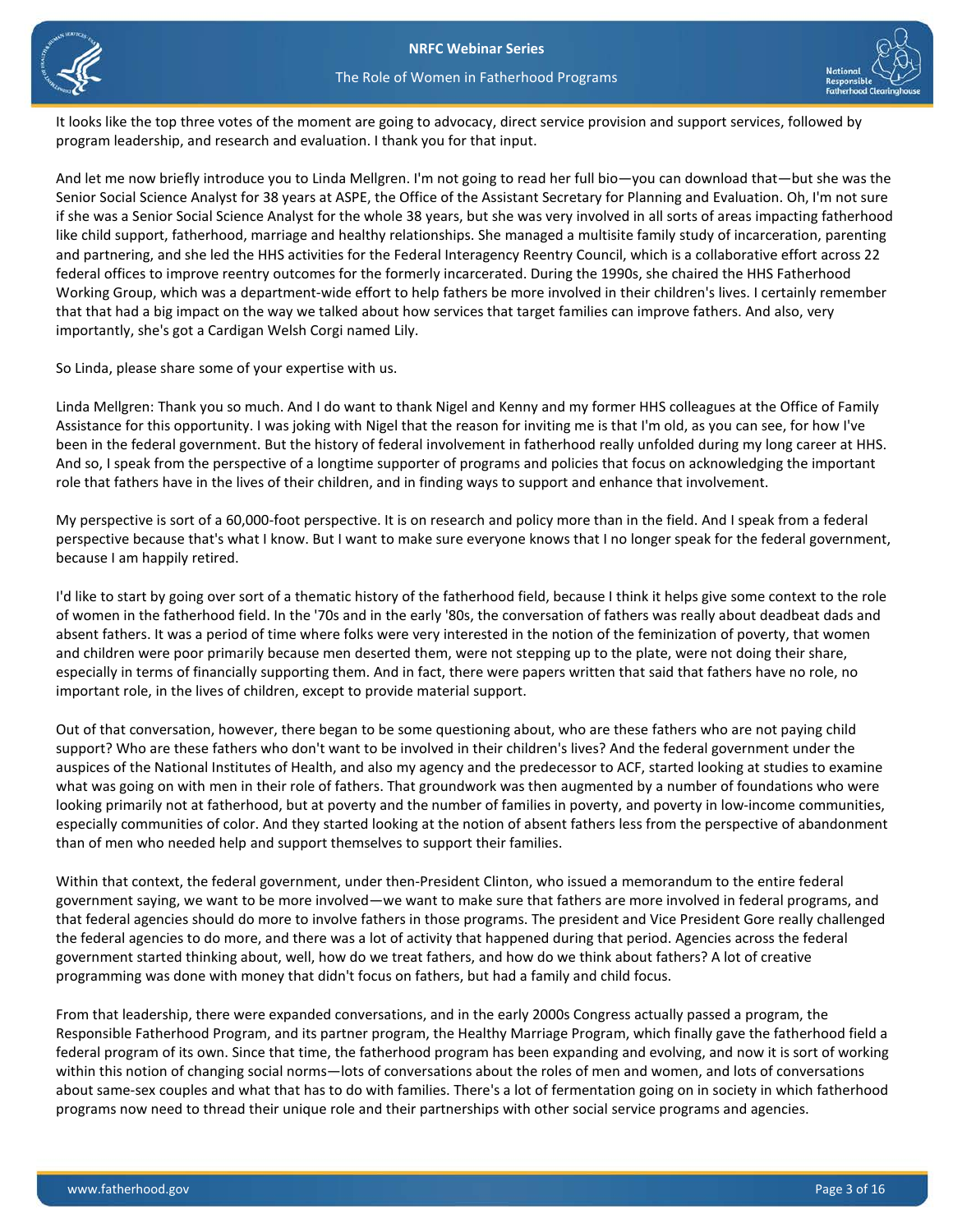It looks like the top three votes of the moment are going to advocacy, direct service provision and support services, followed by program leadership, and research and evaluation. I thank you for that input.

And let me now briefly introduce you to Linda Mellgren. I'm not going to read her full bio—you can download that—but she was the Senior Social Science Analyst for 38 years at ASPE, the Office of the Assistant Secretary for Planning and Evaluation. Oh, I'm not sure if she was a Senior Social Science Analyst for the whole 38 years, but she was very involved in all sorts of areas impacting fatherhood like child support, fatherhood, marriage and healthy relationships. She managed a multisite family study of incarceration, parenting and partnering, and she led the HHS activities for the Federal Interagency Reentry Council, which is a collaborative effort across 22 federal offices to improve reentry outcomes for the formerly incarcerated. During the 1990s, she chaired the HHS Fatherhood Working Group, which was a department-wide effort to help fathers be more involved in their children's lives. I certainly remember that that had a big impact on the way we talked about how services that target families can improve fathers. And also, very importantly, she's got a Cardigan Welsh Corgi named Lily.

So Linda, please share some of your expertise with us.

Linda Mellgren: Thank you so much. And I do want to thank Nigel and Kenny and my former HHS colleagues at the Office of Family Assistance for this opportunity. I was joking with Nigel that the reason for inviting me is that I'm old, as you can see, for how I've been in the federal government. But the history of federal involvement in fatherhood really unfolded during my long career at HHS. And so, I speak from the perspective of a longtime supporter of programs and policies that focus on acknowledging the important role that fathers have in the lives of their children, and in finding ways to support and enhance that involvement.

My perspective is sort of a 60,000-foot perspective. It is on research and policy more than in the field. And I speak from a federal perspective because that's what I know. But I want to make sure everyone knows that I no longer speak for the federal government, because I am happily retired.

I'd like to start by going over sort of a thematic history of the fatherhood field, because I think it helps give some context to the role of women in the fatherhood field. In the '70s and in the early '80s, the conversation of fathers was really about deadbeat dads and absent fathers. It was a period of time where folks were very interested in the notion of the feminization of poverty, that women and children were poor primarily because men deserted them, were not stepping up to the plate, were not doing their share, especially in terms of financially supporting them. And in fact, there were papers written that said that fathers have no role, no important role, in the lives of children, except to provide material support.

Out of that conversation, however, there began to be some questioning about, who are these fathers who are not paying child support? Who are these fathers who don't want to be involved in their children's lives? And the federal government under the auspices of the National Institutes of Health, and also my agency and the predecessor to ACF, started looking at studies to examine what was going on with men in their role of fathers. That groundwork was then augmented by a number of foundations who were looking primarily not at fatherhood, but at poverty and the number of families in poverty, and poverty in low-income communities, especially communities of color. And they started looking at the notion of absent fathers less from the perspective of abandonment than of men who needed help and support themselves to support their families.

Within that context, the federal government, under then-President Clinton, who issued a memorandum to the entire federal government saying, we want to be more involved—we want to make sure that fathers are more involved in federal programs, and that federal agencies should do more to involve fathers in those programs. The president and Vice President Gore really challenged the federal agencies to do more, and there was a lot of activity that happened during that period. Agencies across the federal government started thinking about, well, how do we treat fathers, and how do we think about fathers? A lot of creative programming was done with money that didn't focus on fathers, but had a family and child focus.

From that leadership, there were expanded conversations, and in the early 2000s Congress actually passed a program, the Responsible Fatherhood Program, and its partner program, the Healthy Marriage Program, which finally gave the fatherhood field a federal program of its own. Since that time, the fatherhood program has been expanding and evolving, and now it is sort of working within this notion of changing social norms—lots of conversations about the roles of men and women, and lots of conversations about same-sex couples and what that has to do with families. There's a lot of fermentation going on in society in which fatherhood programs now need to thread their unique role and their partnerships with other social service programs and agencies.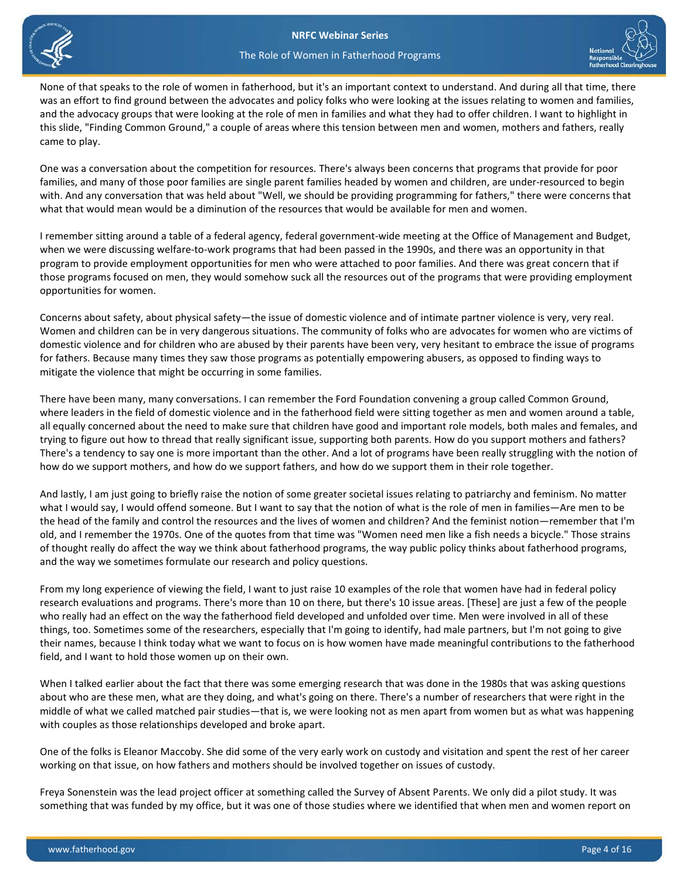None of that speaks to the role of women in fatherhood, but it's an important context to understand. And during all that time, there was an effort to find ground between the advocates and policy folks who were looking at the issues relating to women and families, and the advocacy groups that were looking at the role of men in families and what they had to offer children. I want to highlight in this slide, "Finding Common Ground," a couple of areas where this tension between men and women, mothers and fathers, really came to play.

One was a conversation about the competition for resources. There's always been concerns that programs that provide for poor families, and many of those poor families are single parent families headed by women and children, are under-resourced to begin with. And any conversation that was held about "Well, we should be providing programming for fathers," there were concerns that what that would mean would be a diminution of the resources that would be available for men and women.

I remember sitting around a table of a federal agency, federal government-wide meeting at the Office of Management and Budget, when we were discussing welfare-to-work programs that had been passed in the 1990s, and there was an opportunity in that program to provide employment opportunities for men who were attached to poor families. And there was great concern that if those programs focused on men, they would somehow suck all the resources out of the programs that were providing employment opportunities for women.

Concerns about safety, about physical safety—the issue of domestic violence and of intimate partner violence is very, very real. Women and children can be in very dangerous situations. The community of folks who are advocates for women who are victims of domestic violence and for children who are abused by their parents have been very, very hesitant to embrace the issue of programs for fathers. Because many times they saw those programs as potentially empowering abusers, as opposed to finding ways to mitigate the violence that might be occurring in some families.

There have been many, many conversations. I can remember the Ford Foundation convening a group called Common Ground, where leaders in the field of domestic violence and in the fatherhood field were sitting together as men and women around a table, all equally concerned about the need to make sure that children have good and important role models, both males and females, and trying to figure out how to thread that really significant issue, supporting both parents. How do you support mothers and fathers? There's a tendency to say one is more important than the other. And a lot of programs have been really struggling with the notion of how do we support mothers, and how do we support fathers, and how do we support them in their role together.

And lastly, I am just going to briefly raise the notion of some greater societal issues relating to patriarchy and feminism. No matter what I would say, I would offend someone. But I want to say that the notion of what is the role of men in families—Are men to be the head of the family and control the resources and the lives of women and children? And the feminist notion—remember that I'm old, and I remember the 1970s. One of the quotes from that time was "Women need men like a fish needs a bicycle." Those strains of thought really do affect the way we think about fatherhood programs, the way public policy thinks about fatherhood programs, and the way we sometimes formulate our research and policy questions.

From my long experience of viewing the field, I want to just raise 10 examples of the role that women have had in federal policy research evaluations and programs. There's more than 10 on there, but there's 10 issue areas. [These] are just a few of the people who really had an effect on the way the fatherhood field developed and unfolded over time. Men were involved in all of these things, too. Sometimes some of the researchers, especially that I'm going to identify, had male partners, but I'm not going to give their names, because I think today what we want to focus on is how women have made meaningful contributions to the fatherhood field, and I want to hold those women up on their own.

When I talked earlier about the fact that there was some emerging research that was done in the 1980s that was asking questions about who are these men, what are they doing, and what's going on there. There's a number of researchers that were right in the middle of what we called matched pair studies—that is, we were looking not as men apart from women but as what was happening with couples as those relationships developed and broke apart.

One of the folks is Eleanor Maccoby. She did some of the very early work on custody and visitation and spent the rest of her career working on that issue, on how fathers and mothers should be involved together on issues of custody.

Freya Sonenstein was the lead project officer at something called the Survey of Absent Parents. We only did a pilot study. It was something that was funded by my office, but it was one of those studies where we identified that when men and women report on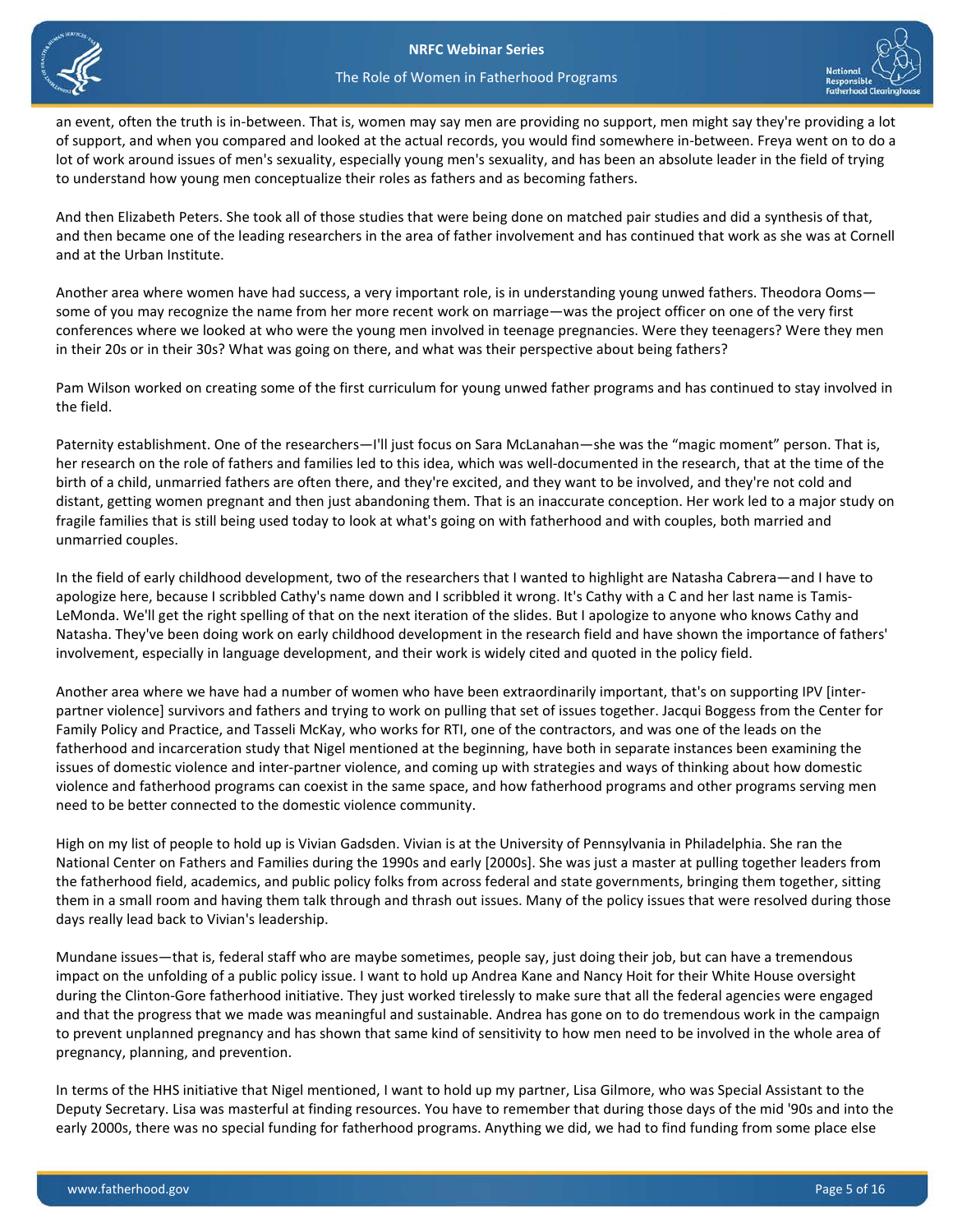an event, often the truth is in-between. That is, women may say men are providing no support, men might say they're providing a lot of support, and when you compared and looked at the actual records, you would find somewhere in-between. Freya went on to do a lot of work around issues of men's sexuality, especially young men's sexuality, and has been an absolute leader in the field of trying to understand how young men conceptualize their roles as fathers and as becoming fathers.

And then Elizabeth Peters. She took all of those studies that were being done on matched pair studies and did a synthesis of that, and then became one of the leading researchers in the area of father involvement and has continued that work as she was at Cornell and at the Urban Institute.

Another area where women have had success, a very important role, is in understanding young unwed fathers. Theodora Ooms—some of you may recognize the name from her more recent work on marriage—was the project officer on one of the very first conferences where we looked at who were the young men involved in teenage pregnancies. Were they teenagers? Were they men in their 20s or in their 30s? What was going on there, and what was their perspective about being fathers?

Pam Wilson worked on creating some of the first curriculum for young unwed father programs and has continued to stay involved in the field.

Paternity establishment. One of the researchers—I'll just focus on Sara McLanahan—she was the "magic moment" person. That is, her research on the role of fathers and families led to this idea, which was well-documented in the research, that at the time of the birth of a child, unmarried fathers are often there, and they're excited, and they want to be involved, and they're not cold and distant, getting women pregnant and then just abandoning them. That is an inaccurate conception. Her work led to a major study on fragile families that is still being used today to look at what's going on with fatherhood and with couples, both married and unmarried couples.

In the field of early childhood development, two of the researchers that I wanted to highlight are Natasha Cabrera—and I have to apologize here, because I scribbled Cathy's name down and I scribbled it wrong. It's Cathy with a C and her last name is Tamis-LeMonda. We'll get the right spelling of that on the next iteration of the slides. But I apologize to anyone who knows Cathy and Natasha. They've been doing work on early childhood development in the research field and have shown the importance of fathers' involvement, especially in language development, and their work is widely cited and quoted in the policy field.

Another area where we have had a number of women who have been extraordinarily important, that's on supporting IPV [inter-partner violence] survivors and fathers and trying to work on pulling that set of issues together. Jacqui Boggess from the Center for Family Policy and Practice, and Tasseli McKay, who works for RTI, one of the contractors, and was one of the leads on the fatherhood and incarceration study that Nigel mentioned at the beginning, have both in separate instances been examining the issues of domestic violence and inter-partner violence, and coming up with strategies and ways of thinking about how domestic violence and fatherhood programs can coexist in the same space, and how fatherhood programs and other programs serving men need to be better connected to the domestic violence community.

High on my list of people to hold up is Vivian Gadsden. Vivian is at the University of Pennsylvania in Philadelphia. She ran the National Center on Fathers and Families during the 1990s and early [2000s]. She was just a master at pulling together leaders from the fatherhood field, academics, and public policy folks from across federal and state governments, bringing them together, sitting them in a small room and having them talk through and thrash out issues. Many of the policy issues that were resolved during those days really lead back to Vivian's leadership.

Mundane issues—that is, federal staff who are maybe sometimes, people say, just doing their job, but can have a tremendous impact on the unfolding of a public policy issue. I want to hold up Andrea Kane and Nancy Hoit for their White House oversight during the Clinton-Gore fatherhood initiative. They just worked tirelessly to make sure that all the federal agencies were engaged and that the progress that we made was meaningful and sustainable. Andrea has gone on to do tremendous work in the campaign to prevent unplanned pregnancy and has shown that same kind of sensitivity to how men need to be involved in the whole area of pregnancy, planning, and prevention.

In terms of the HHS initiative that Nigel mentioned, I want to hold up my partner, Lisa Gilmore, who was Special Assistant to the Deputy Secretary. Lisa was masterful at finding resources. You have to remember that during those days of the mid '90s and into the early 2000s, there was no special funding for fatherhood programs. Anything we did, we had to find funding from some place else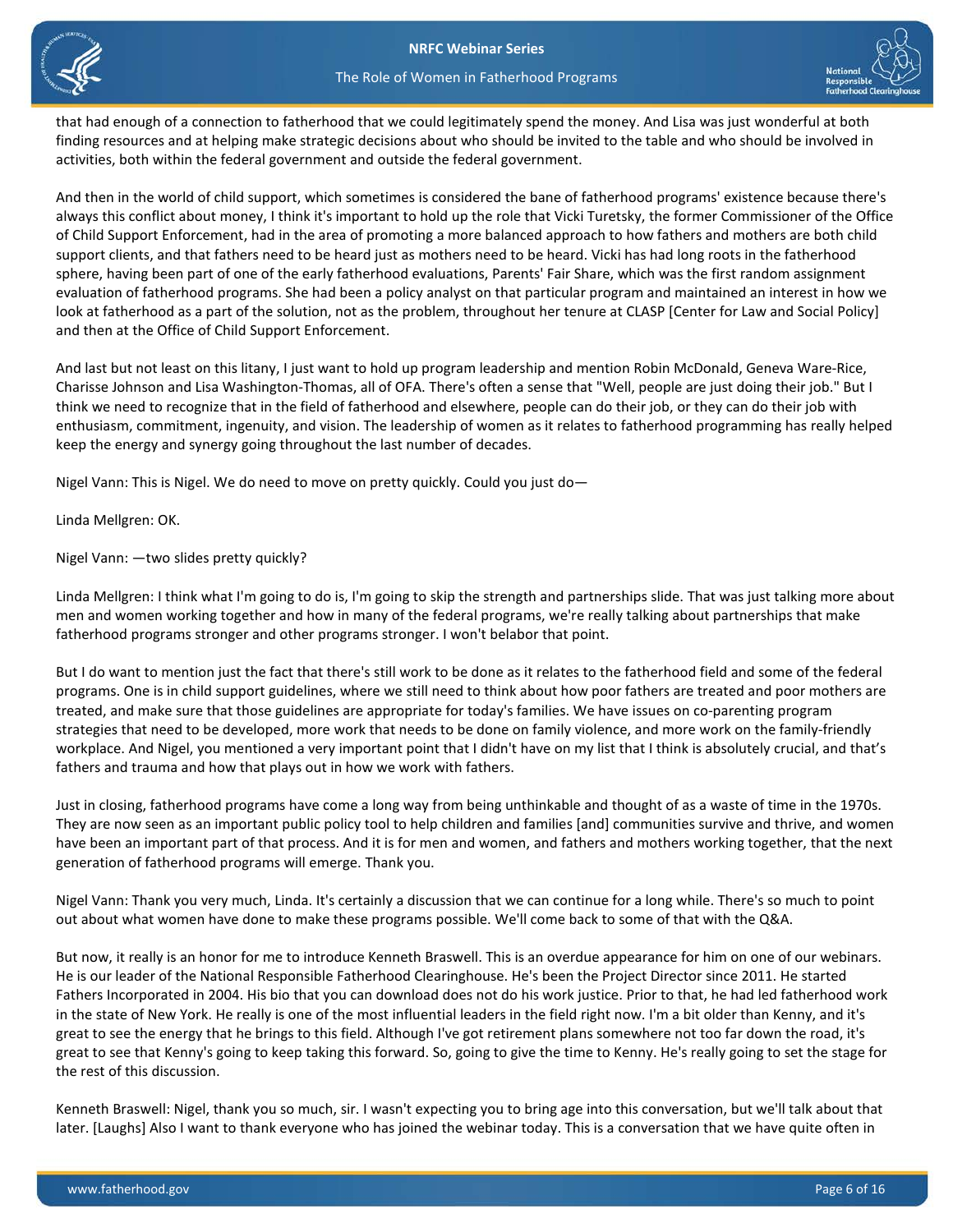that had enough of a connection to fatherhood that we could legitimately spend the money. And Lisa was just wonderful at both finding resources and at helping make strategic decisions about who should be invited to the table and who should be involved in activities, both within the federal government and outside the federal government.

And then in the world of child support, which sometimes is considered the bane of fatherhood programs' existence because there's always this conflict about money, I think it's important to hold up the role that Vicki Turetsky, the former Commissioner of the Office of Child Support Enforcement, had in the area of promoting a more balanced approach to how fathers and mothers are both child support clients, and that fathers need to be heard just as mothers need to be heard. Vicki has had long roots in the fatherhood sphere, having been part of one of the early fatherhood evaluations, Parents' Fair Share, which was the first random assignment evaluation of fatherhood programs. She had been a policy analyst on that particular program and maintained an interest in how we look at fatherhood as a part of the solution, not as the problem, throughout her tenure at CLASP [Center for Law and Social Policy] and then at the Office of Child Support Enforcement.

And last but not least on this litany, I just want to hold up program leadership and mention Robin McDonald, Geneva Ware-Rice, Charisse Johnson and Lisa Washington-Thomas, all of OFA. There's often a sense that "Well, people are just doing their job." But I think we need to recognize that in the field of fatherhood and elsewhere, people can do their job, or they can do their job with enthusiasm, commitment, ingenuity, and vision. The leadership of women as it relates to fatherhood programming has really helped keep the energy and synergy going throughout the last number of decades.

Nigel Vann: This is Nigel. We do need to move on pretty quickly. Could you just do—

Linda Mellgren: OK.

Nigel Vann: —two slides pretty quickly?

Linda Mellgren: I think what I'm going to do is, I'm going to skip the strength and partnerships slide. That was just talking more about men and women working together and how in many of the federal programs, we're really talking about partnerships that make fatherhood programs stronger and other programs stronger. I won't belabor that point.

But I do want to mention just the fact that there's still work to be done as it relates to the fatherhood field and some of the federal programs. One is in child support guidelines, where we still need to think about how poor fathers are treated and poor mothers are treated, and make sure that those guidelines are appropriate for today's families. We have issues on co-parenting program strategies that need to be developed, more work that needs to be done on family violence, and more work on the family-friendly workplace. And Nigel, you mentioned a very important point that I didn't have on my list that I think is absolutely crucial, and that's fathers and trauma and how that plays out in how we work with fathers.

Just in closing, fatherhood programs have come a long way from being unthinkable and thought of as a waste of time in the 1970s. They are now seen as an important public policy tool to help children and families [and] communities survive and thrive, and women have been an important part of that process. And it is for men and women, and fathers and mothers working together, that the next generation of fatherhood programs will emerge. Thank you.

Nigel Vann: Thank you very much, Linda. It's certainly a discussion that we can continue for a long while. There's so much to point out about what women have done to make these programs possible. We'll come back to some of that with the Q&A.

But now, it really is an honor for me to introduce Kenneth Braswell. This is an overdue appearance for him on one of our webinars. He is our leader of the National Responsible Fatherhood Clearinghouse. He's been the Project Director since 2011. He started Fathers Incorporated in 2004. His bio that you can download does not do his work justice. Prior to that, he had led fatherhood work in the state of New York. He really is one of the most influential leaders in the field right now. I'm a bit older than Kenny, and it's great to see the energy that he brings to this field. Although I've got retirement plans somewhere not too far down the road, it's great to see that Kenny's going to keep taking this forward. So, going to give the time to Kenny. He's really going to set the stage for the rest of this discussion.

Kenneth Braswell: Nigel, thank you so much, sir. I wasn't expecting you to bring age into this conversation, but we'll talk about that later. [Laughs] Also I want to thank everyone who has joined the webinar today. This is a conversation that we have quite often in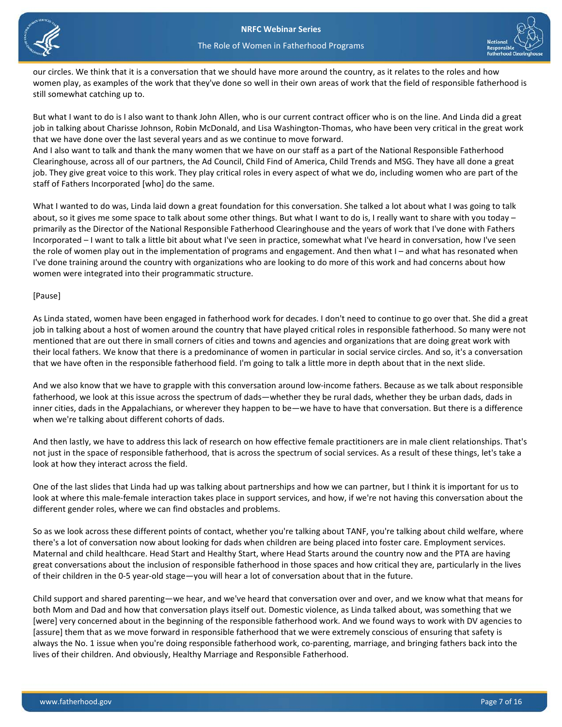our circles. We think that it is a conversation that we should have more around the country, as it relates to the roles and how women play, as examples of the work that they've done so well in their own areas of work that the field of responsible fatherhood is still somewhat catching up to.

But what I want to do is I also want to thank John Allen, who is our current contract officer who is on the line. And Linda did a great job in talking about Charisse Johnson, Robin McDonald, and Lisa Washington-Thomas, who have been very critical in the great work that we have done over the last several years and as we continue to move forward.
And I also want to talk and thank the many women that we have on our staff as a part of the National Responsible Fatherhood Clearinghouse, across all of our partners, the Ad Council, Child Find of America, Child Trends and MSG. They have all done a great job. They give great voice to this work. They play critical roles in every aspect of what we do, including women who are part of the staff of Fathers Incorporated [who] do the same.

What I wanted to do was, Linda laid down a great foundation for this conversation. She talked a lot about what I was going to talk about, so it gives me some space to talk about some other things. But what I want to do is, I really want to share with you today – primarily as the Director of the National Responsible Fatherhood Clearinghouse and the years of work that I've done with Fathers Incorporated – I want to talk a little bit about what I've seen in practice, somewhat what I've heard in conversation, how I've seen the role of women play out in the implementation of programs and engagement. And then what I – and what has resonated when I've done training around the country with organizations who are looking to do more of this work and had concerns about how women were integrated into their programmatic structure.

[Pause]

As Linda stated, women have been engaged in fatherhood work for decades. I don't need to continue to go over that. She did a great job in talking about a host of women around the country that have played critical roles in responsible fatherhood. So many were not mentioned that are out there in small corners of cities and towns and agencies and organizations that are doing great work with their local fathers. We know that there is a predominance of women in particular in social service circles. And so, it's a conversation that we have often in the responsible fatherhood field. I'm going to talk a little more in depth about that in the next slide.

And we also know that we have to grapple with this conversation around low-income fathers. Because as we talk about responsible fatherhood, we look at this issue across the spectrum of dads—whether they be rural dads, whether they be urban dads, dads in inner cities, dads in the Appalachians, or wherever they happen to be—we have to have that conversation. But there is a difference when we're talking about different cohorts of dads.

And then lastly, we have to address this lack of research on how effective female practitioners are in male client relationships. That's not just in the space of responsible fatherhood, that is across the spectrum of social services. As a result of these things, let's take a look at how they interact across the field.

One of the last slides that Linda had up was talking about partnerships and how we can partner, but I think it is important for us to look at where this male-female interaction takes place in support services, and how, if we're not having this conversation about the different gender roles, where we can find obstacles and problems.

So as we look across these different points of contact, whether you're talking about TANF, you're talking about child welfare, where there's a lot of conversation now about looking for dads when children are being placed into foster care. Employment services. Maternal and child healthcare. Head Start and Healthy Start, where Head Starts around the country now and the PTA are having great conversations about the inclusion of responsible fatherhood in those spaces and how critical they are, particularly in the lives of their children in the 0-5 year-old stage—you will hear a lot of conversation about that in the future.

Child support and shared parenting—we hear, and we've heard that conversation over and over, and we know what that means for both Mom and Dad and how that conversation plays itself out. Domestic violence, as Linda talked about, was something that we [were] very concerned about in the beginning of the responsible fatherhood work. And we found ways to work with DV agencies to [assure] them that as we move forward in responsible fatherhood that we were extremely conscious of ensuring that safety is always the No. 1 issue when you're doing responsible fatherhood work, co-parenting, marriage, and bringing fathers back into the lives of their children. And obviously, Healthy Marriage and Responsible Fatherhood.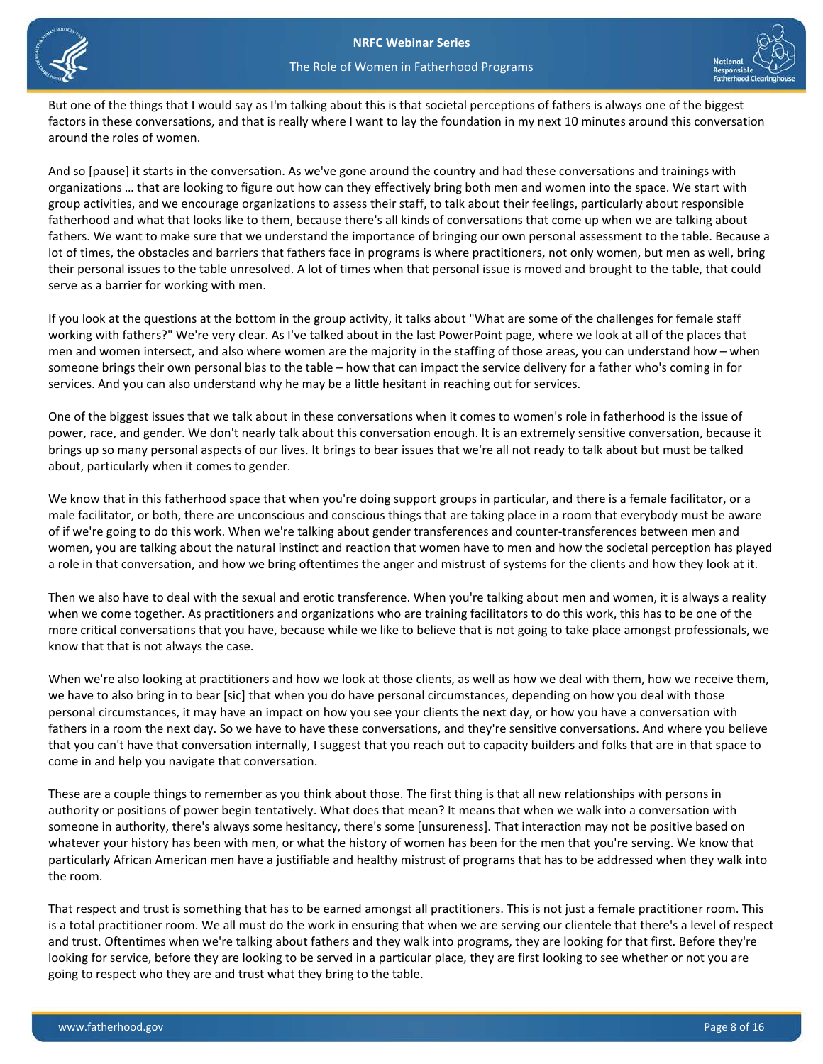But one of the things that I would say as I'm talking about this is that societal perceptions of fathers is always one of the biggest factors in these conversations, and that is really where I want to lay the foundation in my next 10 minutes around this conversation around the roles of women.

And so [pause] it starts in the conversation. As we've gone around the country and had these conversations and trainings with organizations … that are looking to figure out how can they effectively bring both men and women into the space. We start with group activities, and we encourage organizations to assess their staff, to talk about their feelings, particularly about responsible fatherhood and what that looks like to them, because there's all kinds of conversations that come up when we are talking about fathers. We want to make sure that we understand the importance of bringing our own personal assessment to the table. Because a lot of times, the obstacles and barriers that fathers face in programs is where practitioners, not only women, but men as well, bring their personal issues to the table unresolved. A lot of times when that personal issue is moved and brought to the table, that could serve as a barrier for working with men.

If you look at the questions at the bottom in the group activity, it talks about "What are some of the challenges for female staff working with fathers?" We're very clear. As I've talked about in the last PowerPoint page, where we look at all of the places that men and women intersect, and also where women are the majority in the staffing of those areas, you can understand how – when someone brings their own personal bias to the table – how that can impact the service delivery for a father who's coming in for services. And you can also understand why he may be a little hesitant in reaching out for services.

One of the biggest issues that we talk about in these conversations when it comes to women's role in fatherhood is the issue of power, race, and gender. We don't nearly talk about this conversation enough. It is an extremely sensitive conversation, because it brings up so many personal aspects of our lives. It brings to bear issues that we're all not ready to talk about but must be talked about, particularly when it comes to gender.

We know that in this fatherhood space that when you're doing support groups in particular, and there is a female facilitator, or a male facilitator, or both, there are unconscious and conscious things that are taking place in a room that everybody must be aware of if we're going to do this work. When we're talking about gender transferences and counter-transferences between men and women, you are talking about the natural instinct and reaction that women have to men and how the societal perception has played a role in that conversation, and how we bring oftentimes the anger and mistrust of systems for the clients and how they look at it.

Then we also have to deal with the sexual and erotic transference. When you're talking about men and women, it is always a reality when we come together. As practitioners and organizations who are training facilitators to do this work, this has to be one of the more critical conversations that you have, because while we like to believe that is not going to take place amongst professionals, we know that that is not always the case.

When we're also looking at practitioners and how we look at those clients, as well as how we deal with them, how we receive them, we have to also bring in to bear [sic] that when you do have personal circumstances, depending on how you deal with those personal circumstances, it may have an impact on how you see your clients the next day, or how you have a conversation with fathers in a room the next day. So we have to have these conversations, and they're sensitive conversations. And where you believe that you can't have that conversation internally, I suggest that you reach out to capacity builders and folks that are in that space to come in and help you navigate that conversation.

These are a couple things to remember as you think about those. The first thing is that all new relationships with persons in authority or positions of power begin tentatively. What does that mean? It means that when we walk into a conversation with someone in authority, there's always some hesitancy, there's some [unsureness]. That interaction may not be positive based on whatever your history has been with men, or what the history of women has been for the men that you're serving. We know that particularly African American men have a justifiable and healthy mistrust of programs that has to be addressed when they walk into the room.

That respect and trust is something that has to be earned amongst all practitioners. This is not just a female practitioner room. This is a total practitioner room. We all must do the work in ensuring that when we are serving our clientele that there's a level of respect and trust. Oftentimes when we're talking about fathers and they walk into programs, they are looking for that first. Before they're looking for service, before they are looking to be served in a particular place, they are first looking to see whether or not you are going to respect who they are and trust what they bring to the table.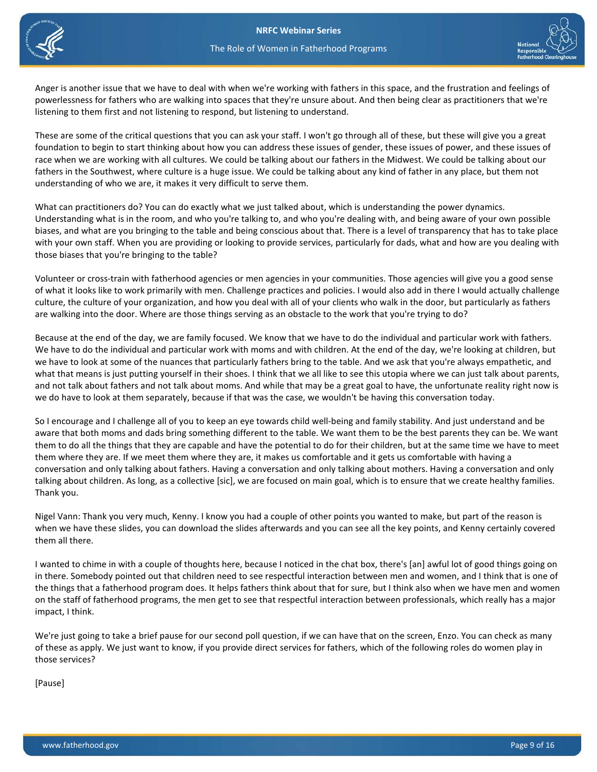Anger is another issue that we have to deal with when we're working with fathers in this space, and the frustration and feelings of powerlessness for fathers who are walking into spaces that they're unsure about. And then being clear as practitioners that we're listening to them first and not listening to respond, but listening to understand.

These are some of the critical questions that you can ask your staff. I won't go through all of these, but these will give you a great foundation to begin to start thinking about how you can address these issues of gender, these issues of power, and these issues of race when we are working with all cultures. We could be talking about our fathers in the Midwest. We could be talking about our fathers in the Southwest, where culture is a huge issue. We could be talking about any kind of father in any place, but them not understanding of who we are, it makes it very difficult to serve them.

What can practitioners do? You can do exactly what we just talked about, which is understanding the power dynamics. Understanding what is in the room, and who you're talking to, and who you're dealing with, and being aware of your own possible biases, and what are you bringing to the table and being conscious about that. There is a level of transparency that has to take place with your own staff. When you are providing or looking to provide services, particularly for dads, what and how are you dealing with those biases that you're bringing to the table?

Volunteer or cross-train with fatherhood agencies or men agencies in your communities. Those agencies will give you a good sense of what it looks like to work primarily with men. Challenge practices and policies. I would also add in there I would actually challenge culture, the culture of your organization, and how you deal with all of your clients who walk in the door, but particularly as fathers are walking into the door. Where are those things serving as an obstacle to the work that you're trying to do?

Because at the end of the day, we are family focused. We know that we have to do the individual and particular work with fathers. We have to do the individual and particular work with moms and with children. At the end of the day, we're looking at children, but we have to look at some of the nuances that particularly fathers bring to the table. And we ask that you're always empathetic, and what that means is just putting yourself in their shoes. I think that we all like to see this utopia where we can just talk about parents, and not talk about fathers and not talk about moms. And while that may be a great goal to have, the unfortunate reality right now is we do have to look at them separately, because if that was the case, we wouldn't be having this conversation today.

So I encourage and I challenge all of you to keep an eye towards child well-being and family stability. And just understand and be aware that both moms and dads bring something different to the table. We want them to be the best parents they can be. We want them to do all the things that they are capable and have the potential to do for their children, but at the same time we have to meet them where they are. If we meet them where they are, it makes us comfortable and it gets us comfortable with having a conversation and only talking about fathers. Having a conversation and only talking about mothers. Having a conversation and only talking about children. As long, as a collective [sic], we are focused on main goal, which is to ensure that we create healthy families. Thank you.

Nigel Vann: Thank you very much, Kenny. I know you had a couple of other points you wanted to make, but part of the reason is when we have these slides, you can download the slides afterwards and you can see all the key points, and Kenny certainly covered them all there.

I wanted to chime in with a couple of thoughts here, because I noticed in the chat box, there's [an] awful lot of good things going on in there. Somebody pointed out that children need to see respectful interaction between men and women, and I think that is one of the things that a fatherhood program does. It helps fathers think about that for sure, but I think also when we have men and women on the staff of fatherhood programs, the men get to see that respectful interaction between professionals, which really has a major impact, I think.

We're just going to take a brief pause for our second poll question, if we can have that on the screen, Enzo. You can check as many of these as apply. We just want to know, if you provide direct services for fathers, which of the following roles do women play in those services?

[Pause]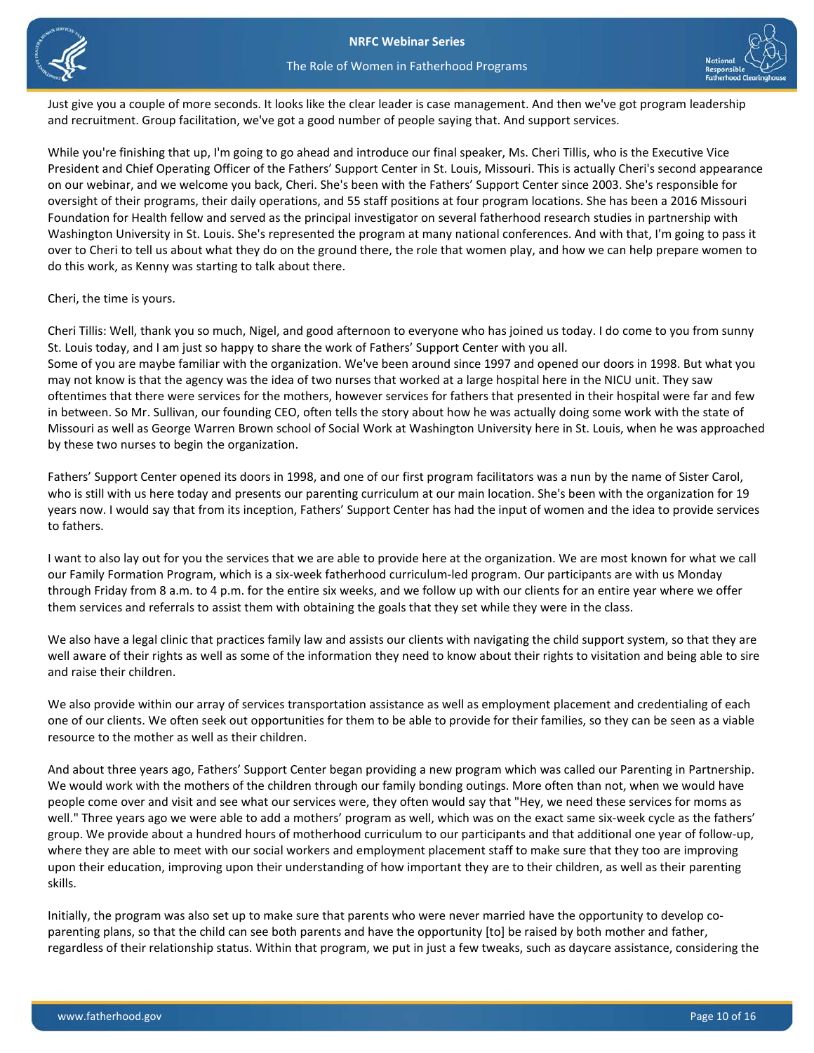Just give you a couple of more seconds. It looks like the clear leader is case management. And then we've got program leadership and recruitment. Group facilitation, we've got a good number of people saying that. And support services.

While you're finishing that up, I'm going to go ahead and introduce our final speaker, Ms. Cheri Tillis, who is the Executive Vice President and Chief Operating Officer of the Fathers' Support Center in St. Louis, Missouri. This is actually Cheri's second appearance on our webinar, and we welcome you back, Cheri. She's been with the Fathers' Support Center since 2003. She's responsible for oversight of their programs, their daily operations, and 55 staff positions at four program locations. She has been a 2016 Missouri Foundation for Health fellow and served as the principal investigator on several fatherhood research studies in partnership with Washington University in St. Louis. She's represented the program at many national conferences. And with that, I'm going to pass it over to Cheri to tell us about what they do on the ground there, the role that women play, and how we can help prepare women to do this work, as Kenny was starting to talk about there.

Cheri, the time is yours.

Cheri Tillis: Well, thank you so much, Nigel, and good afternoon to everyone who has joined us today. I do come to you from sunny St. Louis today, and I am just so happy to share the work of Fathers' Support Center with you all.
Some of you are maybe familiar with the organization. We've been around since 1997 and opened our doors in 1998. But what you may not know is that the agency was the idea of two nurses that worked at a large hospital here in the NICU unit. They saw oftentimes that there were services for the mothers, however services for fathers that presented in their hospital were far and few in between. So Mr. Sullivan, our founding CEO, often tells the story about how he was actually doing some work with the state of Missouri as well as George Warren Brown school of Social Work at Washington University here in St. Louis, when he was approached by these two nurses to begin the organization.

Fathers' Support Center opened its doors in 1998, and one of our first program facilitators was a nun by the name of Sister Carol, who is still with us here today and presents our parenting curriculum at our main location. She's been with the organization for 19 years now. I would say that from its inception, Fathers' Support Center has had the input of women and the idea to provide services to fathers.

I want to also lay out for you the services that we are able to provide here at the organization. We are most known for what we call our Family Formation Program, which is a six-week fatherhood curriculum-led program. Our participants are with us Monday through Friday from 8 a.m. to 4 p.m. for the entire six weeks, and we follow up with our clients for an entire year where we offer them services and referrals to assist them with obtaining the goals that they set while they were in the class.

We also have a legal clinic that practices family law and assists our clients with navigating the child support system, so that they are well aware of their rights as well as some of the information they need to know about their rights to visitation and being able to sire and raise their children.

We also provide within our array of services transportation assistance as well as employment placement and credentialing of each one of our clients. We often seek out opportunities for them to be able to provide for their families, so they can be seen as a viable resource to the mother as well as their children.

And about three years ago, Fathers' Support Center began providing a new program which was called our Parenting in Partnership. We would work with the mothers of the children through our family bonding outings. More often than not, when we would have people come over and visit and see what our services were, they often would say that "Hey, we need these services for moms as well." Three years ago we were able to add a mothers' program as well, which was on the exact same six-week cycle as the fathers' group. We provide about a hundred hours of motherhood curriculum to our participants and that additional one year of follow-up, where they are able to meet with our social workers and employment placement staff to make sure that they too are improving upon their education, improving upon their understanding of how important they are to their children, as well as their parenting skills.

Initially, the program was also set up to make sure that parents who were never married have the opportunity to develop co-parenting plans, so that the child can see both parents and have the opportunity [to] be raised by both mother and father, regardless of their relationship status. Within that program, we put in just a few tweaks, such as daycare assistance, considering the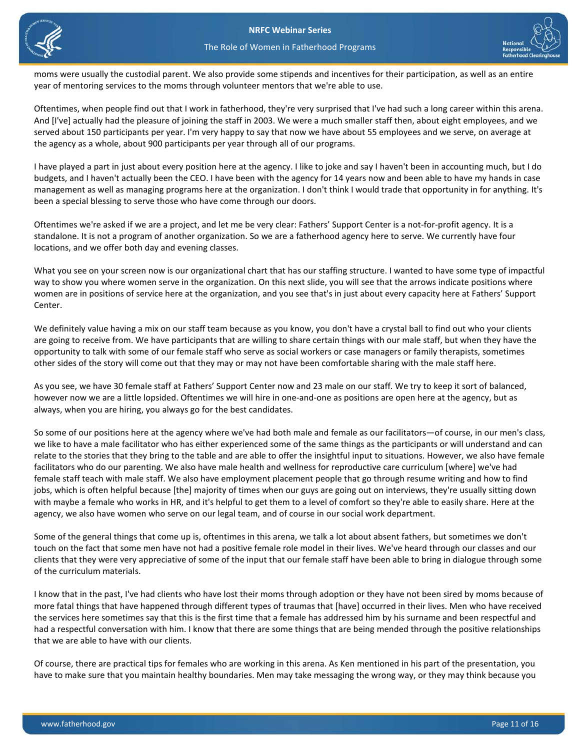moms were usually the custodial parent. We also provide some stipends and incentives for their participation, as well as an entire year of mentoring services to the moms through volunteer mentors that we're able to use.

Oftentimes, when people find out that I work in fatherhood, they're very surprised that I've had such a long career within this arena. And [I've] actually had the pleasure of joining the staff in 2003. We were a much smaller staff then, about eight employees, and we served about 150 participants per year. I'm very happy to say that now we have about 55 employees and we serve, on average at the agency as a whole, about 900 participants per year through all of our programs.

I have played a part in just about every position here at the agency. I like to joke and say I haven't been in accounting much, but I do budgets, and I haven't actually been the CEO. I have been with the agency for 14 years now and been able to have my hands in case management as well as managing programs here at the organization. I don't think I would trade that opportunity in for anything. It's been a special blessing to serve those who have come through our doors.

Oftentimes we're asked if we are a project, and let me be very clear: Fathers' Support Center is a not-for-profit agency. It is a standalone. It is not a program of another organization. So we are a fatherhood agency here to serve. We currently have four locations, and we offer both day and evening classes.

What you see on your screen now is our organizational chart that has our staffing structure. I wanted to have some type of impactful way to show you where women serve in the organization. On this next slide, you will see that the arrows indicate positions where women are in positions of service here at the organization, and you see that's in just about every capacity here at Fathers' Support Center.

We definitely value having a mix on our staff team because as you know, you don't have a crystal ball to find out who your clients are going to receive from. We have participants that are willing to share certain things with our male staff, but when they have the opportunity to talk with some of our female staff who serve as social workers or case managers or family therapists, sometimes other sides of the story will come out that they may or may not have been comfortable sharing with the male staff here.

As you see, we have 30 female staff at Fathers' Support Center now and 23 male on our staff. We try to keep it sort of balanced, however now we are a little lopsided. Oftentimes we will hire in one-and-one as positions are open here at the agency, but as always, when you are hiring, you always go for the best candidates.

So some of our positions here at the agency where we've had both male and female as our facilitators—of course, in our men's class, we like to have a male facilitator who has either experienced some of the same things as the participants or will understand and can relate to the stories that they bring to the table and are able to offer the insightful input to situations. However, we also have female facilitators who do our parenting. We also have male health and wellness for reproductive care curriculum [where] we've had female staff teach with male staff. We also have employment placement people that go through resume writing and how to find jobs, which is often helpful because [the] majority of times when our guys are going out on interviews, they're usually sitting down with maybe a female who works in HR, and it's helpful to get them to a level of comfort so they're able to easily share. Here at the agency, we also have women who serve on our legal team, and of course in our social work department.

Some of the general things that come up is, oftentimes in this arena, we talk a lot about absent fathers, but sometimes we don't touch on the fact that some men have not had a positive female role model in their lives. We've heard through our classes and our clients that they were very appreciative of some of the input that our female staff have been able to bring in dialogue through some of the curriculum materials.

I know that in the past, I've had clients who have lost their moms through adoption or they have not been sired by moms because of more fatal things that have happened through different types of traumas that [have] occurred in their lives. Men who have received the services here sometimes say that this is the first time that a female has addressed him by his surname and been respectful and had a respectful conversation with him. I know that there are some things that are being mended through the positive relationships that we are able to have with our clients.

Of course, there are practical tips for females who are working in this arena. As Ken mentioned in his part of the presentation, you have to make sure that you maintain healthy boundaries. Men may take messaging the wrong way, or they may think because you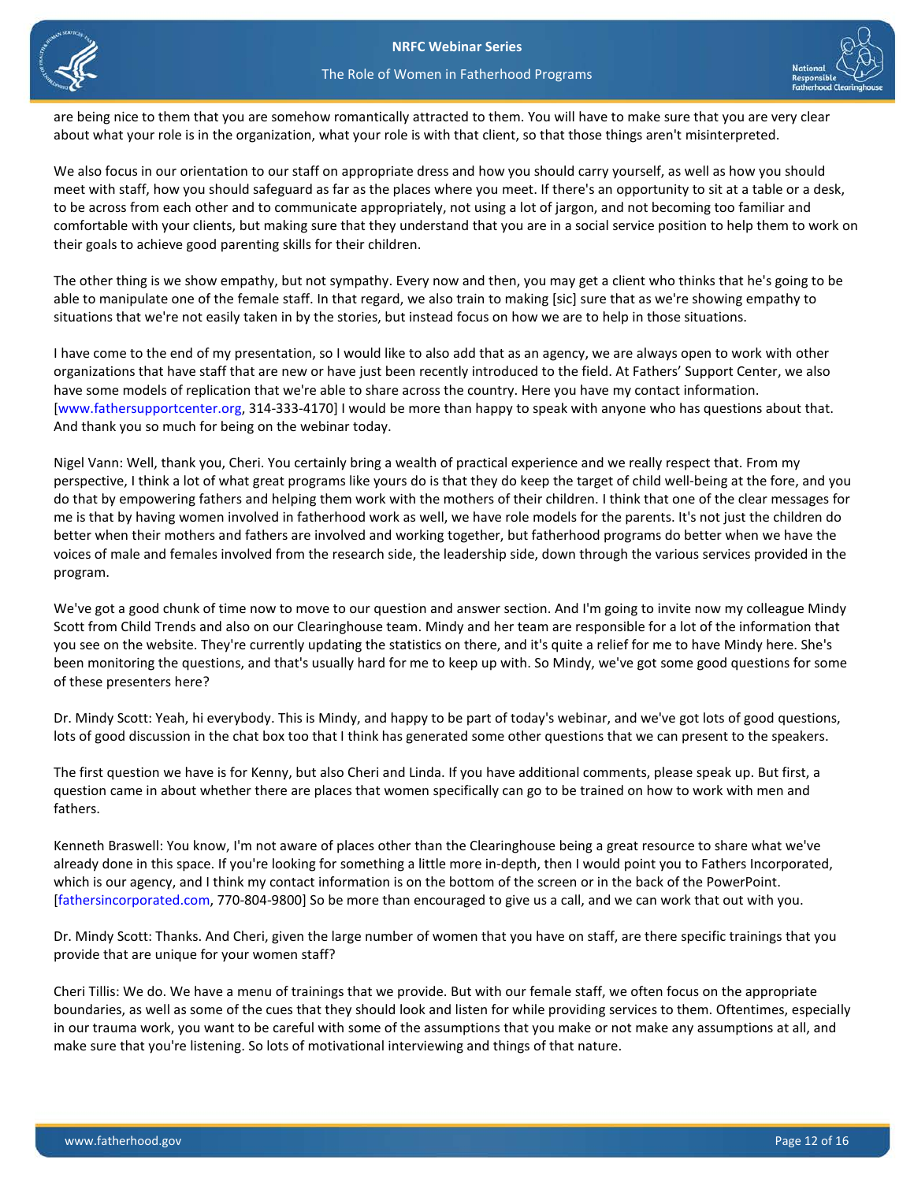are being nice to them that you are somehow romantically attracted to them. You will have to make sure that you are very clear about what your role is in the organization, what your role is with that client, so that those things aren't misinterpreted.

We also focus in our orientation to our staff on appropriate dress and how you should carry yourself, as well as how you should meet with staff, how you should safeguard as far as the places where you meet. If there's an opportunity to sit at a table or a desk, to be across from each other and to communicate appropriately, not using a lot of jargon, and not becoming too familiar and comfortable with your clients, but making sure that they understand that you are in a social service position to help them to work on their goals to achieve good parenting skills for their children.

The other thing is we show empathy, but not sympathy. Every now and then, you may get a client who thinks that he's going to be able to manipulate one of the female staff. In that regard, we also train to making [sic] sure that as we're showing empathy to situations that we're not easily taken in by the stories, but instead focus on how we are to help in those situations.

I have come to the end of my presentation, so I would like to also add that as an agency, we are always open to work with other organizations that have staff that are new or have just been recently introduced to the field. At Fathers' Support Center, we also have some models of replication that we're able to share across the country. Here you have my contact information. [www.fathersupportcenter.org, 314-333-4170] I would be more than happy to speak with anyone who has questions about that. And thank you so much for being on the webinar today.

Nigel Vann: Well, thank you, Cheri. You certainly bring a wealth of practical experience and we really respect that. From my perspective, I think a lot of what great programs like yours do is that they do keep the target of child well-being at the fore, and you do that by empowering fathers and helping them work with the mothers of their children. I think that one of the clear messages for me is that by having women involved in fatherhood work as well, we have role models for the parents. It's not just the children do better when their mothers and fathers are involved and working together, but fatherhood programs do better when we have the voices of male and females involved from the research side, the leadership side, down through the various services provided in the program.

We've got a good chunk of time now to move to our question and answer section. And I'm going to invite now my colleague Mindy Scott from Child Trends and also on our Clearinghouse team. Mindy and her team are responsible for a lot of the information that you see on the website. They're currently updating the statistics on there, and it's quite a relief for me to have Mindy here. She's been monitoring the questions, and that's usually hard for me to keep up with. So Mindy, we've got some good questions for some of these presenters here?

Dr. Mindy Scott: Yeah, hi everybody. This is Mindy, and happy to be part of today's webinar, and we've got lots of good questions, lots of good discussion in the chat box too that I think has generated some other questions that we can present to the speakers.

The first question we have is for Kenny, but also Cheri and Linda. If you have additional comments, please speak up. But first, a question came in about whether there are places that women specifically can go to be trained on how to work with men and fathers.

Kenneth Braswell: You know, I'm not aware of places other than the Clearinghouse being a great resource to share what we've already done in this space. If you're looking for something a little more in-depth, then I would point you to Fathers Incorporated, which is our agency, and I think my contact information is on the bottom of the screen or in the back of the PowerPoint. [fathersincorporated.com, 770-804-9800] So be more than encouraged to give us a call, and we can work that out with you.

Dr. Mindy Scott: Thanks. And Cheri, given the large number of women that you have on staff, are there specific trainings that you provide that are unique for your women staff?

Cheri Tillis: We do. We have a menu of trainings that we provide. But with our female staff, we often focus on the appropriate boundaries, as well as some of the cues that they should look and listen for while providing services to them. Oftentimes, especially in our trauma work, you want to be careful with some of the assumptions that you make or not make any assumptions at all, and make sure that you're listening. So lots of motivational interviewing and things of that nature.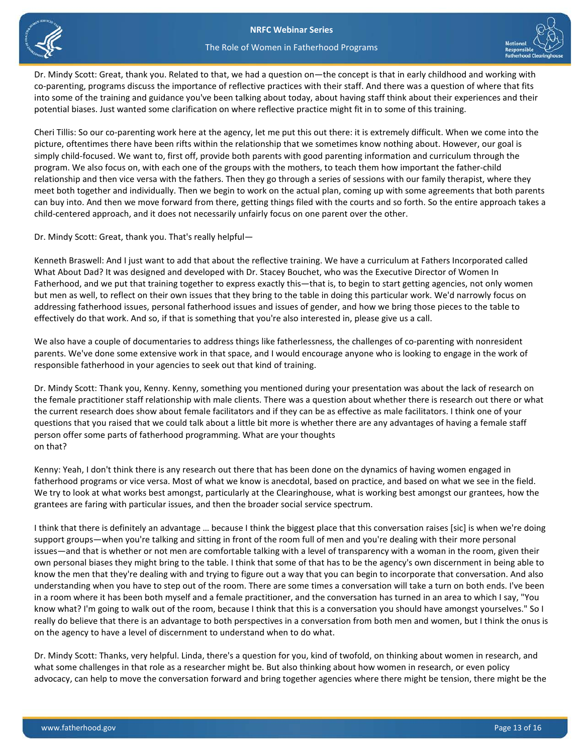Dr. Mindy Scott: Great, thank you. Related to that, we had a question on—the concept is that in early childhood and working with co-parenting, programs discuss the importance of reflective practices with their staff. And there was a question of where that fits into some of the training and guidance you've been talking about today, about having staff think about their experiences and their potential biases. Just wanted some clarification on where reflective practice might fit in to some of this training.

Cheri Tillis: So our co-parenting work here at the agency, let me put this out there: it is extremely difficult. When we come into the picture, oftentimes there have been rifts within the relationship that we sometimes know nothing about. However, our goal is simply child-focused. We want to, first off, provide both parents with good parenting information and curriculum through the program. We also focus on, with each one of the groups with the mothers, to teach them how important the father-child relationship and then vice versa with the fathers. Then they go through a series of sessions with our family therapist, where they meet both together and individually. Then we begin to work on the actual plan, coming up with some agreements that both parents can buy into. And then we move forward from there, getting things filed with the courts and so forth. So the entire approach takes a child-centered approach, and it does not necessarily unfairly focus on one parent over the other.

Dr. Mindy Scott: Great, thank you. That's really helpful—

Kenneth Braswell: And I just want to add that about the reflective training. We have a curriculum at Fathers Incorporated called What About Dad? It was designed and developed with Dr. Stacey Bouchet, who was the Executive Director of Women In Fatherhood, and we put that training together to express exactly this—that is, to begin to start getting agencies, not only women but men as well, to reflect on their own issues that they bring to the table in doing this particular work. We'd narrowly focus on addressing fatherhood issues, personal fatherhood issues and issues of gender, and how we bring those pieces to the table to effectively do that work. And so, if that is something that you're also interested in, please give us a call.

We also have a couple of documentaries to address things like fatherlessness, the challenges of co-parenting with nonresident parents. We've done some extensive work in that space, and I would encourage anyone who is looking to engage in the work of responsible fatherhood in your agencies to seek out that kind of training.

Dr. Mindy Scott: Thank you, Kenny. Kenny, something you mentioned during your presentation was about the lack of research on the female practitioner staff relationship with male clients. There was a question about whether there is research out there or what the current research does show about female facilitators and if they can be as effective as male facilitators. I think one of your questions that you raised that we could talk about a little bit more is whether there are any advantages of having a female staff person offer some parts of fatherhood programming. What are your thoughts on that?

Kenny: Yeah, I don't think there is any research out there that has been done on the dynamics of having women engaged in fatherhood programs or vice versa. Most of what we know is anecdotal, based on practice, and based on what we see in the field. We try to look at what works best amongst, particularly at the Clearinghouse, what is working best amongst our grantees, how the grantees are faring with particular issues, and then the broader social service spectrum.

I think that there is definitely an advantage … because I think the biggest place that this conversation raises [sic] is when we're doing support groups—when you're talking and sitting in front of the room full of men and you're dealing with their more personal issues—and that is whether or not men are comfortable talking with a level of transparency with a woman in the room, given their own personal biases they might bring to the table. I think that some of that has to be the agency's own discernment in being able to know the men that they're dealing with and trying to figure out a way that you can begin to incorporate that conversation. And also understanding when you have to step out of the room. There are some times a conversation will take a turn on both ends. I've been in a room where it has been both myself and a female practitioner, and the conversation has turned in an area to which I say, "You know what? I'm going to walk out of the room, because I think that this is a conversation you should have amongst yourselves." So I really do believe that there is an advantage to both perspectives in a conversation from both men and women, but I think the onus is on the agency to have a level of discernment to understand when to do what.

Dr. Mindy Scott: Thanks, very helpful. Linda, there's a question for you, kind of twofold, on thinking about women in research, and what some challenges in that role as a researcher might be. But also thinking about how women in research, or even policy advocacy, can help to move the conversation forward and bring together agencies where there might be tension, there might be the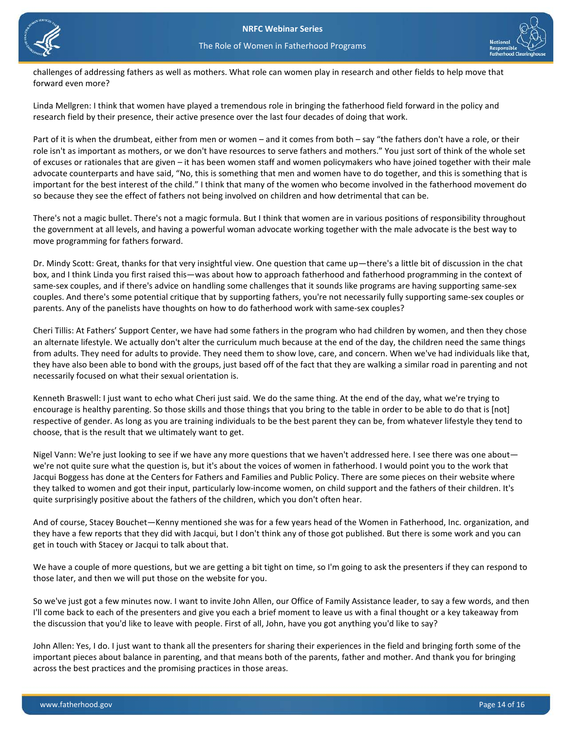challenges of addressing fathers as well as mothers. What role can women play in research and other fields to help move that forward even more?

Linda Mellgren: I think that women have played a tremendous role in bringing the fatherhood field forward in the policy and research field by their presence, their active presence over the last four decades of doing that work.

Part of it is when the drumbeat, either from men or women – and it comes from both – say "the fathers don't have a role, or their role isn't as important as mothers, or we don't have resources to serve fathers and mothers." You just sort of think of the whole set of excuses or rationales that are given – it has been women staff and women policymakers who have joined together with their male advocate counterparts and have said, "No, this is something that men and women have to do together, and this is something that is important for the best interest of the child." I think that many of the women who become involved in the fatherhood movement do so because they see the effect of fathers not being involved on children and how detrimental that can be.

There's not a magic bullet. There's not a magic formula. But I think that women are in various positions of responsibility throughout the government at all levels, and having a powerful woman advocate working together with the male advocate is the best way to move programming for fathers forward.

Dr. Mindy Scott: Great, thanks for that very insightful view. One question that came up—there's a little bit of discussion in the chat box, and I think Linda you first raised this—was about how to approach fatherhood and fatherhood programming in the context of same-sex couples, and if there's advice on handling some challenges that it sounds like programs are having supporting same-sex couples. And there's some potential critique that by supporting fathers, you're not necessarily fully supporting same-sex couples or parents. Any of the panelists have thoughts on how to do fatherhood work with same-sex couples?

Cheri Tillis: At Fathers' Support Center, we have had some fathers in the program who had children by women, and then they chose an alternate lifestyle. We actually don't alter the curriculum much because at the end of the day, the children need the same things from adults. They need for adults to provide. They need them to show love, care, and concern. When we've had individuals like that, they have also been able to bond with the groups, just based off of the fact that they are walking a similar road in parenting and not necessarily focused on what their sexual orientation is.

Kenneth Braswell: I just want to echo what Cheri just said. We do the same thing. At the end of the day, what we're trying to encourage is healthy parenting. So those skills and those things that you bring to the table in order to be able to do that is [not] respective of gender. As long as you are training individuals to be the best parent they can be, from whatever lifestyle they tend to choose, that is the result that we ultimately want to get.

Nigel Vann: We're just looking to see if we have any more questions that we haven't addressed here. I see there was one about—we're not quite sure what the question is, but it's about the voices of women in fatherhood. I would point you to the work that Jacqui Boggess has done at the Centers for Fathers and Families and Public Policy. There are some pieces on their website where they talked to women and got their input, particularly low-income women, on child support and the fathers of their children. It's quite surprisingly positive about the fathers of the children, which you don't often hear.

And of course, Stacey Bouchet—Kenny mentioned she was for a few years head of the Women in Fatherhood, Inc. organization, and they have a few reports that they did with Jacqui, but I don't think any of those got published. But there is some work and you can get in touch with Stacey or Jacqui to talk about that.

We have a couple of more questions, but we are getting a bit tight on time, so I'm going to ask the presenters if they can respond to those later, and then we will put those on the website for you.

So we've just got a few minutes now. I want to invite John Allen, our Office of Family Assistance leader, to say a few words, and then I'll come back to each of the presenters and give you each a brief moment to leave us with a final thought or a key takeaway from the discussion that you'd like to leave with people. First of all, John, have you got anything you'd like to say?

John Allen: Yes, I do. I just want to thank all the presenters for sharing their experiences in the field and bringing forth some of the important pieces about balance in parenting, and that means both of the parents, father and mother. And thank you for bringing across the best practices and the promising practices in those areas.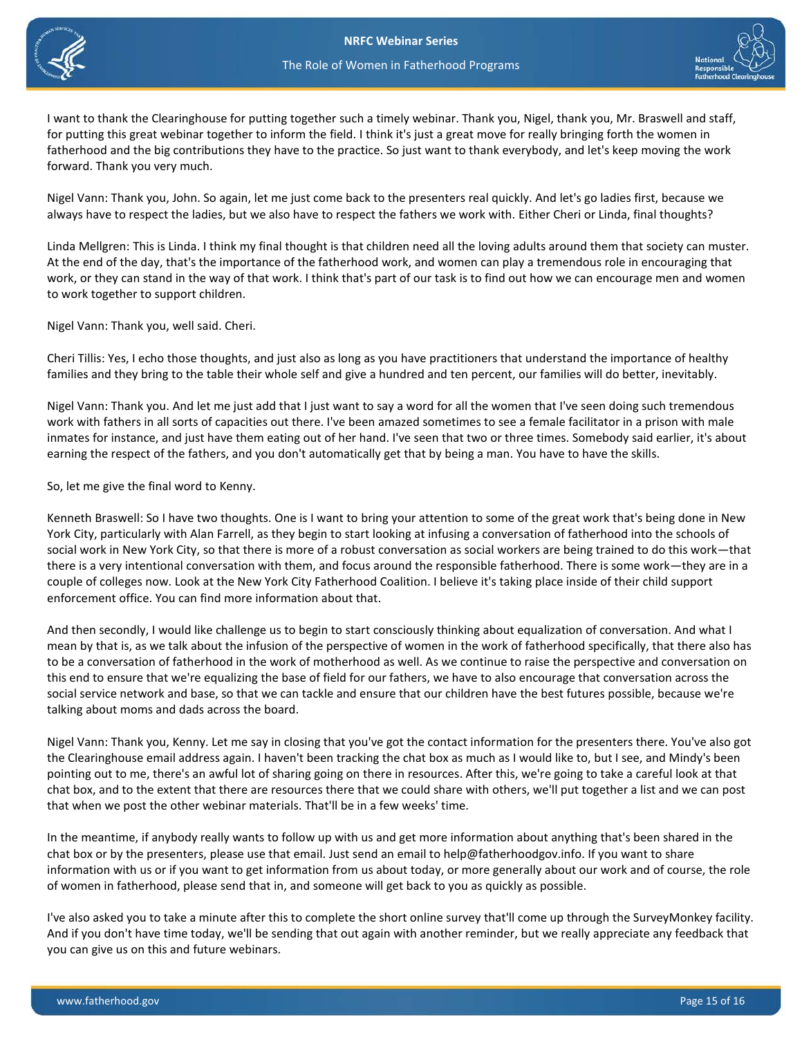I want to thank the Clearinghouse for putting together such a timely webinar. Thank you, Nigel, thank you, Mr. Braswell and staff, for putting this great webinar together to inform the field. I think it's just a great move for really bringing forth the women in fatherhood and the big contributions they have to the practice. So just want to thank everybody, and let's keep moving the work forward. Thank you very much.

Nigel Vann: Thank you, John. So again, let me just come back to the presenters real quickly. And let's go ladies first, because we always have to respect the ladies, but we also have to respect the fathers we work with. Either Cheri or Linda, final thoughts?

Linda Mellgren: This is Linda. I think my final thought is that children need all the loving adults around them that society can muster. At the end of the day, that's the importance of the fatherhood work, and women can play a tremendous role in encouraging that work, or they can stand in the way of that work. I think that's part of our task is to find out how we can encourage men and women to work together to support children.

Nigel Vann: Thank you, well said. Cheri.

Cheri Tillis: Yes, I echo those thoughts, and just also as long as you have practitioners that understand the importance of healthy families and they bring to the table their whole self and give a hundred and ten percent, our families will do better, inevitably.

Nigel Vann: Thank you. And let me just add that I just want to say a word for all the women that I've seen doing such tremendous work with fathers in all sorts of capacities out there. I've been amazed sometimes to see a female facilitator in a prison with male inmates for instance, and just have them eating out of her hand. I've seen that two or three times. Somebody said earlier, it's about earning the respect of the fathers, and you don't automatically get that by being a man. You have to have the skills.

So, let me give the final word to Kenny.

Kenneth Braswell: So I have two thoughts. One is I want to bring your attention to some of the great work that's being done in New York City, particularly with Alan Farrell, as they begin to start looking at infusing a conversation of fatherhood into the schools of social work in New York City, so that there is more of a robust conversation as social workers are being trained to do this work—that there is a very intentional conversation with them, and focus around the responsible fatherhood. There is some work—they are in a couple of colleges now. Look at the New York City Fatherhood Coalition. I believe it's taking place inside of their child support enforcement office. You can find more information about that.

And then secondly, I would like challenge us to begin to start consciously thinking about equalization of conversation. And what I mean by that is, as we talk about the infusion of the perspective of women in the work of fatherhood specifically, that there also has to be a conversation of fatherhood in the work of motherhood as well. As we continue to raise the perspective and conversation on this end to ensure that we're equalizing the base of field for our fathers, we have to also encourage that conversation across the social service network and base, so that we can tackle and ensure that our children have the best futures possible, because we're talking about moms and dads across the board.

Nigel Vann: Thank you, Kenny. Let me say in closing that you've got the contact information for the presenters there. You've also got the Clearinghouse email address again. I haven't been tracking the chat box as much as I would like to, but I see, and Mindy's been pointing out to me, there's an awful lot of sharing going on there in resources. After this, we're going to take a careful look at that chat box, and to the extent that there are resources there that we could share with others, we'll put together a list and we can post that when we post the other webinar materials. That'll be in a few weeks' time.

In the meantime, if anybody really wants to follow up with us and get more information about anything that's been shared in the chat box or by the presenters, please use that email. Just send an email to help@fatherhoodgov.info. If you want to share information with us or if you want to get information from us about today, or more generally about our work and of course, the role of women in fatherhood, please send that in, and someone will get back to you as quickly as possible.

I've also asked you to take a minute after this to complete the short online survey that'll come up through the SurveyMonkey facility. And if you don't have time today, we'll be sending that out again with another reminder, but we really appreciate any feedback that you can give us on this and future webinars.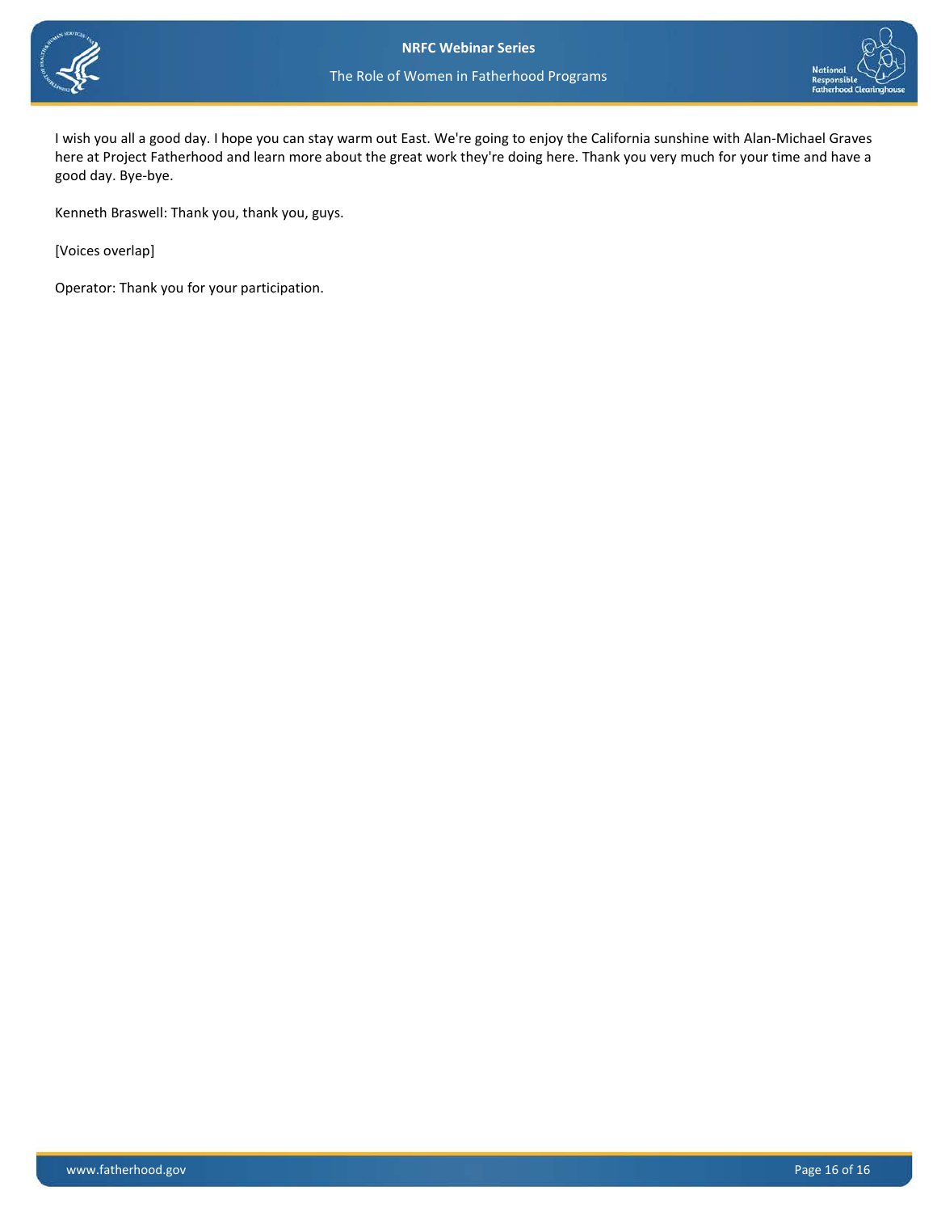I wish you all a good day. I hope you can stay warm out East. We're going to enjoy the California sunshine with Alan-Michael Graves here at Project Fatherhood and learn more about the great work they're doing here. Thank you very much for your time and have a good day. Bye-bye.

Kenneth Braswell: Thank you, thank you, guys.

[Voices overlap]

Operator: Thank you for your participation.